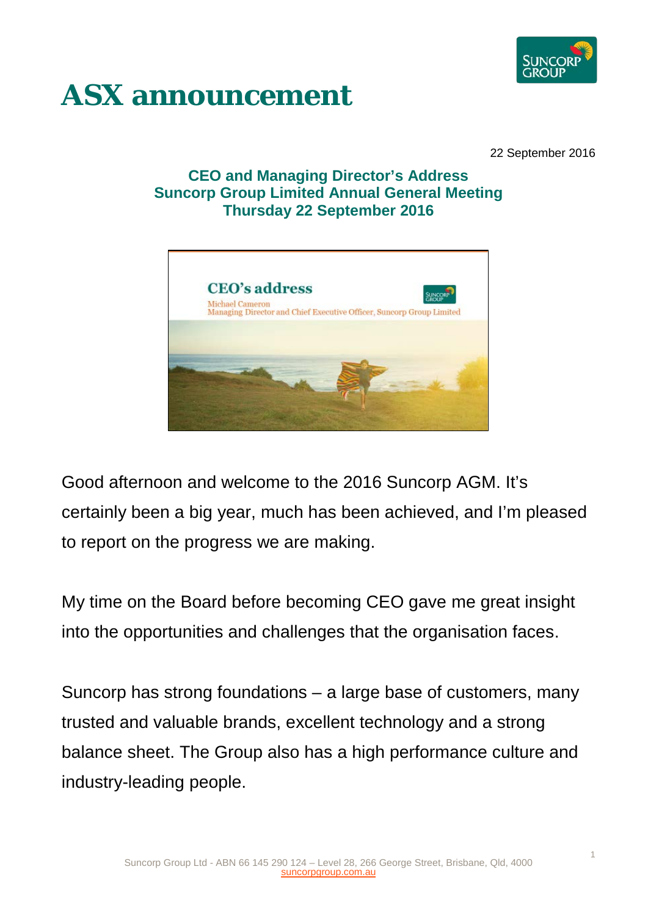# ASX announcement

22 September 2016

**CEO and Managing Director's Address**
**Suncorp Group Limited Annual General Meeting**
**Thursday 22 September 2016**

Good afternoon and welcome to the 2016 Suncorp AGM. It's certainly been a big year, much has been achieved, and I'm pleased to report on the progress we are making.

My time on the Board before becoming CEO gave me great insight into the opportunities and challenges that the organisation faces.

Suncorp has strong foundations – a large base of customers, many trusted and valuable brands, excellent technology and a strong balance sheet. The Group also has a high performance culture and industry-leading people.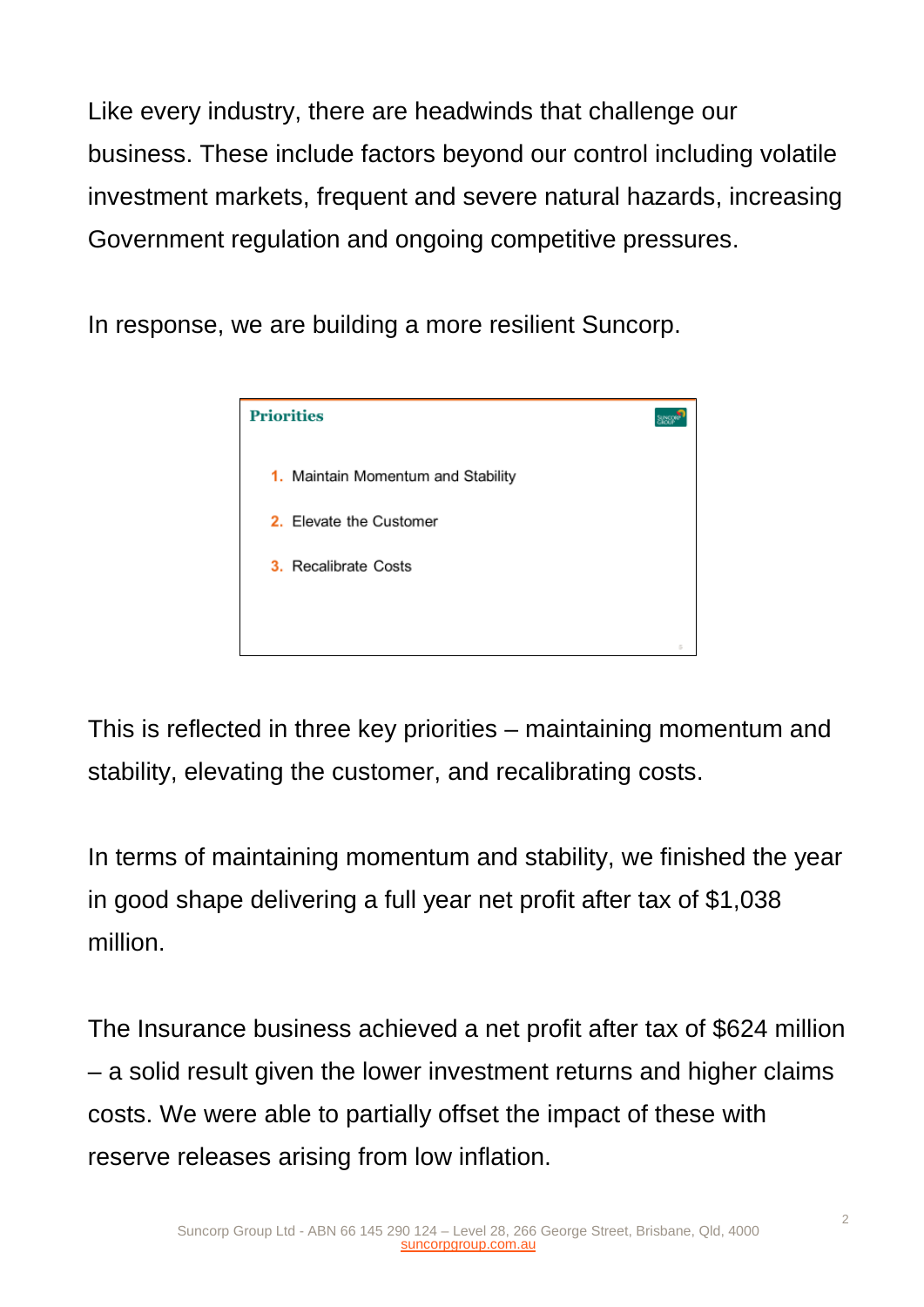Like every industry, there are headwinds that challenge our business. These include factors beyond our control including volatile investment markets, frequent and severe natural hazards, increasing Government regulation and ongoing competitive pressures.

In response, we are building a more resilient Suncorp.

**Priorities**

1. Maintain Momentum and Stability
2. Elevate the Customer
3. Recalibrate Costs

This is reflected in three key priorities – maintaining momentum and stability, elevating the customer, and recalibrating costs.

In terms of maintaining momentum and stability, we finished the year in good shape delivering a full year net profit after tax of $1,038 million.

The Insurance business achieved a net profit after tax of $624 million – a solid result given the lower investment returns and higher claims costs. We were able to partially offset the impact of these with reserve releases arising from low inflation.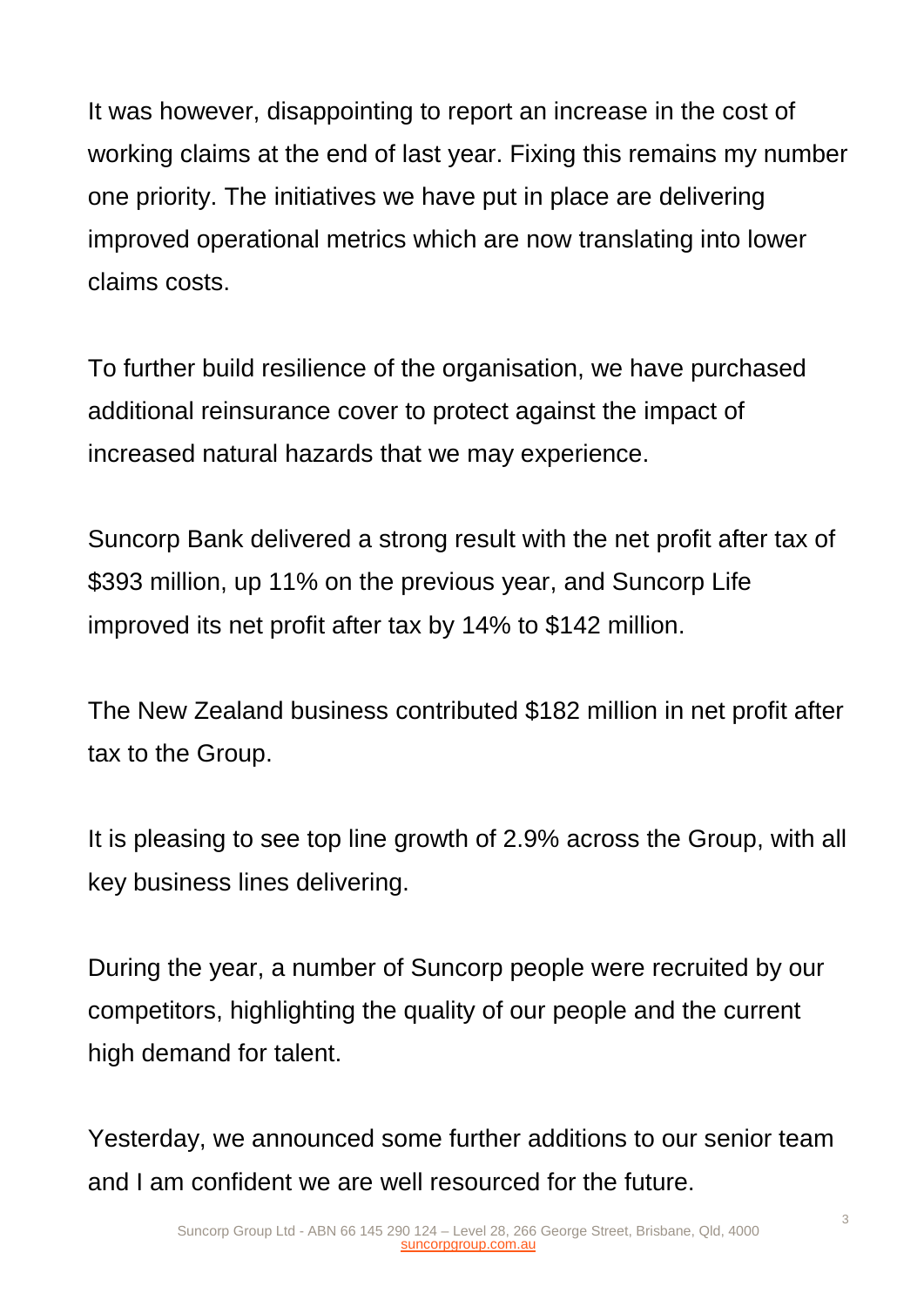It was however, disappointing to report an increase in the cost of working claims at the end of last year. Fixing this remains my number one priority. The initiatives we have put in place are delivering improved operational metrics which are now translating into lower claims costs.

To further build resilience of the organisation, we have purchased additional reinsurance cover to protect against the impact of increased natural hazards that we may experience.

Suncorp Bank delivered a strong result with the net profit after tax of $393 million, up 11% on the previous year, and Suncorp Life improved its net profit after tax by 14% to $142 million.

The New Zealand business contributed $182 million in net profit after tax to the Group.

It is pleasing to see top line growth of 2.9% across the Group, with all key business lines delivering.

During the year, a number of Suncorp people were recruited by our competitors, highlighting the quality of our people and the current high demand for talent.

Yesterday, we announced some further additions to our senior team and I am confident we are well resourced for the future.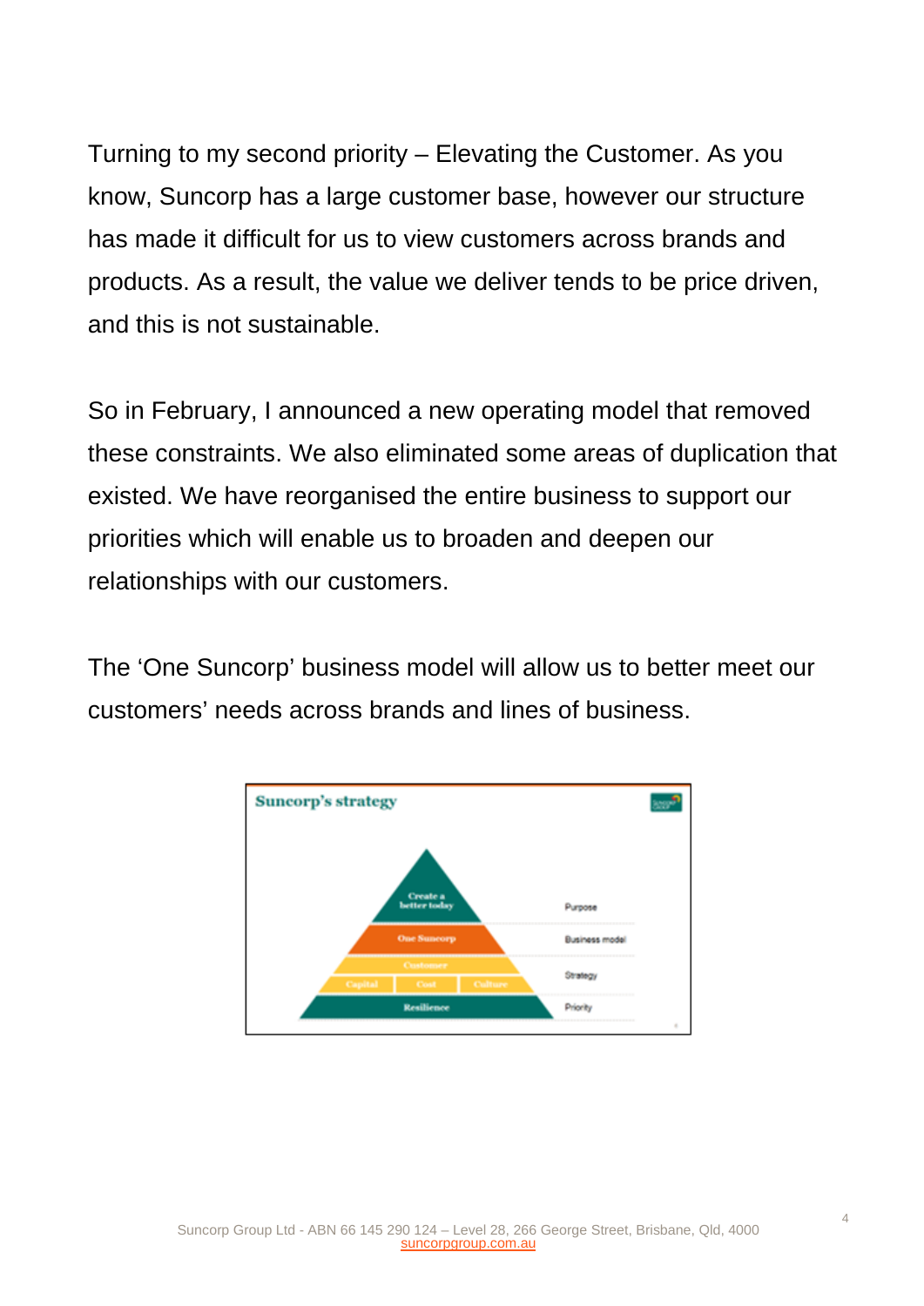Turning to my second priority – Elevating the Customer. As you know, Suncorp has a large customer base, however our structure has made it difficult for us to view customers across brands and products. As a result, the value we deliver tends to be price driven, and this is not sustainable.

So in February, I announced a new operating model that removed these constraints. We also eliminated some areas of duplication that existed. We have reorganised the entire business to support our priorities which will enable us to broaden and deepen our relationships with our customers.

The 'One Suncorp' business model will allow us to better meet our customers' needs across brands and lines of business.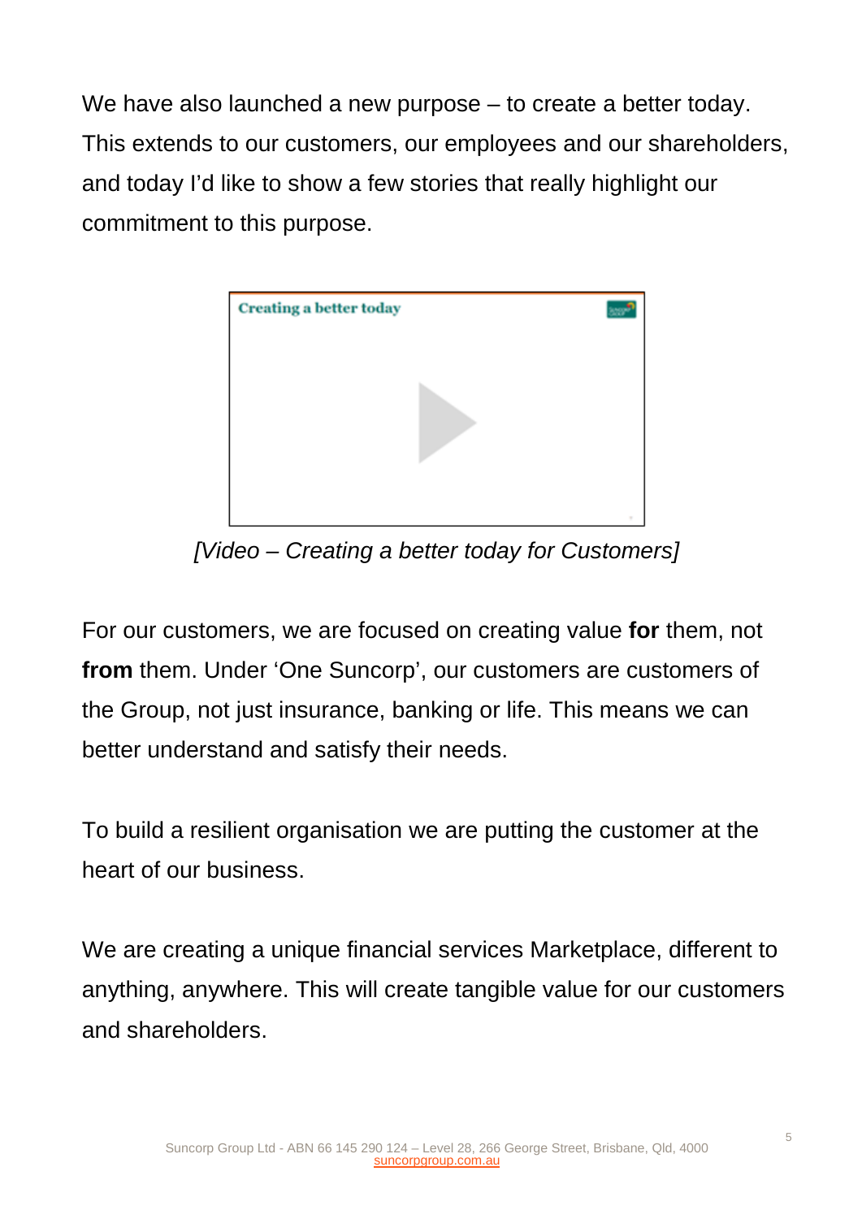We have also launched a new purpose – to create a better today. This extends to our customers, our employees and our shareholders, and today I'd like to show a few stories that really highlight our commitment to this purpose.

*[Video – Creating a better today for Customers]*

For our customers, we are focused on creating value **for** them, not **from** them. Under 'One Suncorp', our customers are customers of the Group, not just insurance, banking or life. This means we can better understand and satisfy their needs.

To build a resilient organisation we are putting the customer at the heart of our business.

We are creating a unique financial services Marketplace, different to anything, anywhere. This will create tangible value for our customers and shareholders.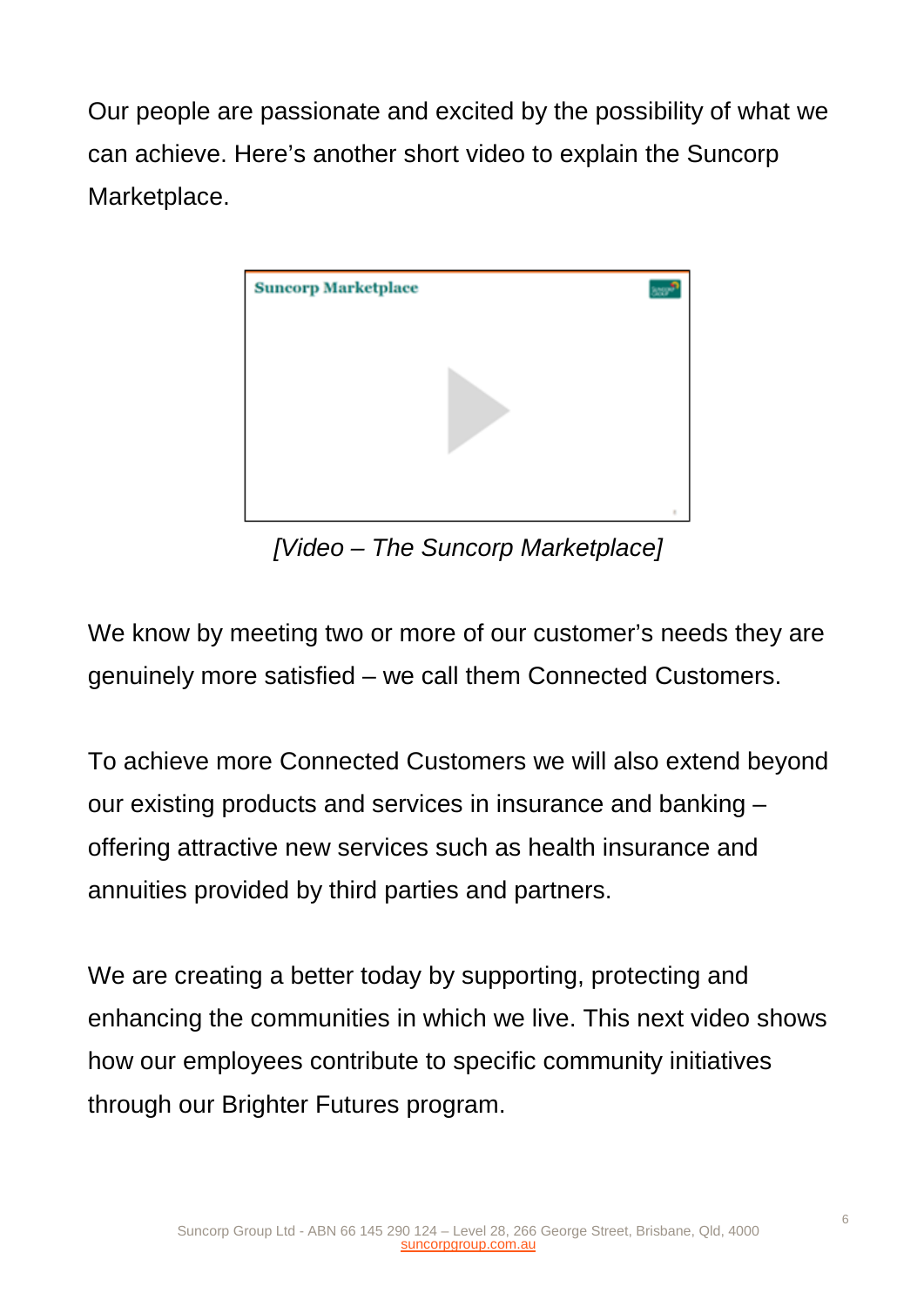Our people are passionate and excited by the possibility of what we can achieve. Here's another short video to explain the Suncorp Marketplace.

*[Video – The Suncorp Marketplace]*

We know by meeting two or more of our customer's needs they are genuinely more satisfied – we call them Connected Customers.

To achieve more Connected Customers we will also extend beyond our existing products and services in insurance and banking – offering attractive new services such as health insurance and annuities provided by third parties and partners.

We are creating a better today by supporting, protecting and enhancing the communities in which we live. This next video shows how our employees contribute to specific community initiatives through our Brighter Futures program.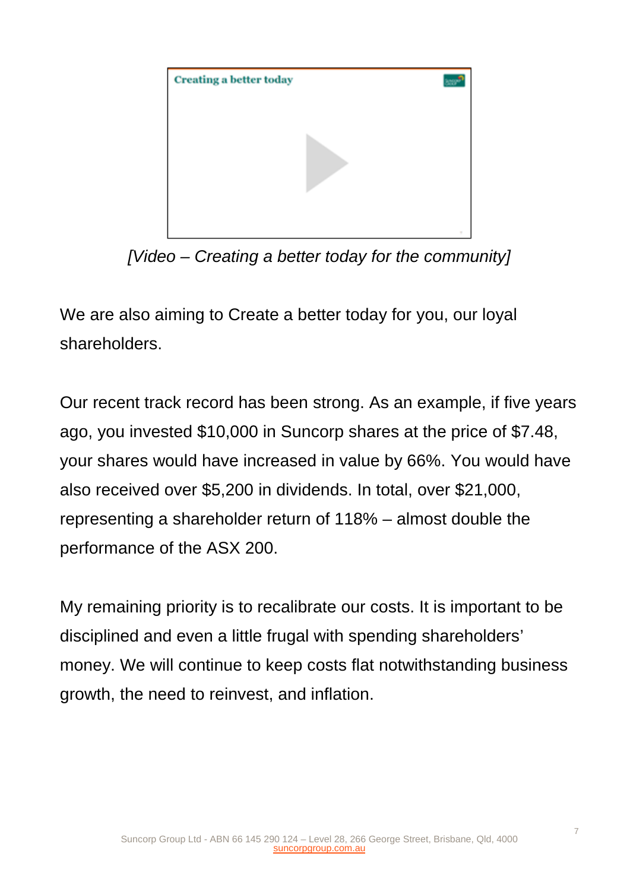*[Video – Creating a better today for the community]*

We are also aiming to Create a better today for you, our loyal shareholders.

Our recent track record has been strong. As an example, if five years ago, you invested $10,000 in Suncorp shares at the price of $7.48, your shares would have increased in value by 66%. You would have also received over $5,200 in dividends. In total, over $21,000, representing a shareholder return of 118% – almost double the performance of the ASX 200.

My remaining priority is to recalibrate our costs. It is important to be disciplined and even a little frugal with spending shareholders' money. We will continue to keep costs flat notwithstanding business growth, the need to reinvest, and inflation.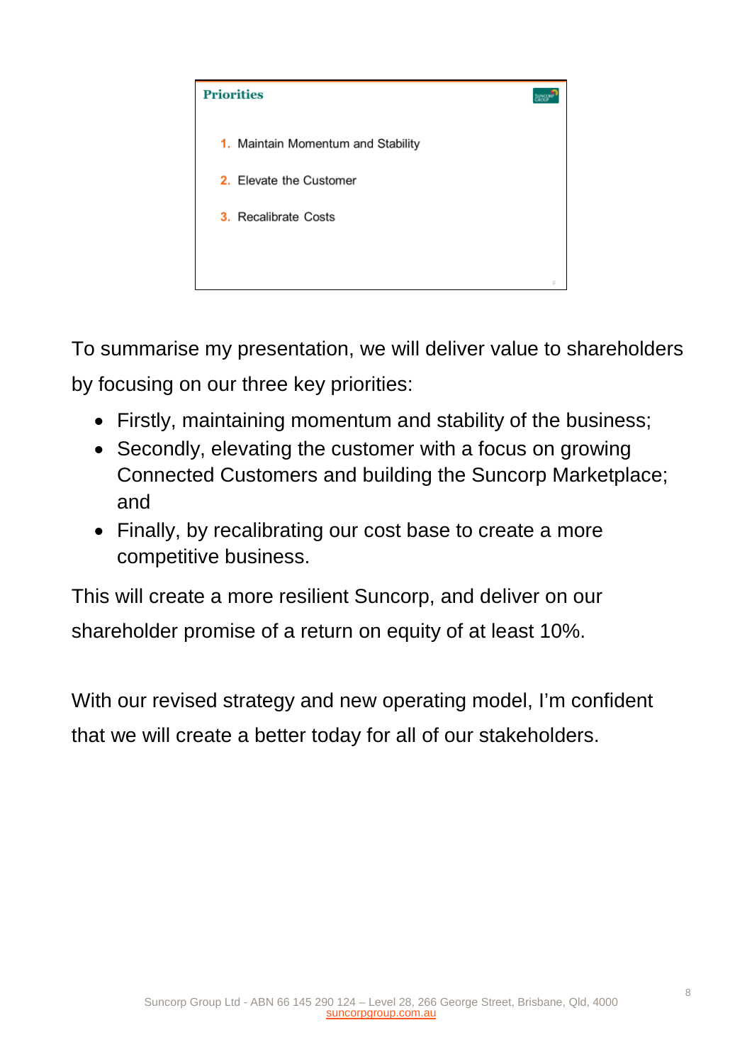**Priorities**

1. Maintain Momentum and Stability
2. Elevate the Customer
3. Recalibrate Costs

To summarise my presentation, we will deliver value to shareholders by focusing on our three key priorities:

- Firstly, maintaining momentum and stability of the business;
- Secondly, elevating the customer with a focus on growing Connected Customers and building the Suncorp Marketplace; and
- Finally, by recalibrating our cost base to create a more competitive business.

This will create a more resilient Suncorp, and deliver on our shareholder promise of a return on equity of at least 10%.

With our revised strategy and new operating model, I'm confident that we will create a better today for all of our stakeholders.